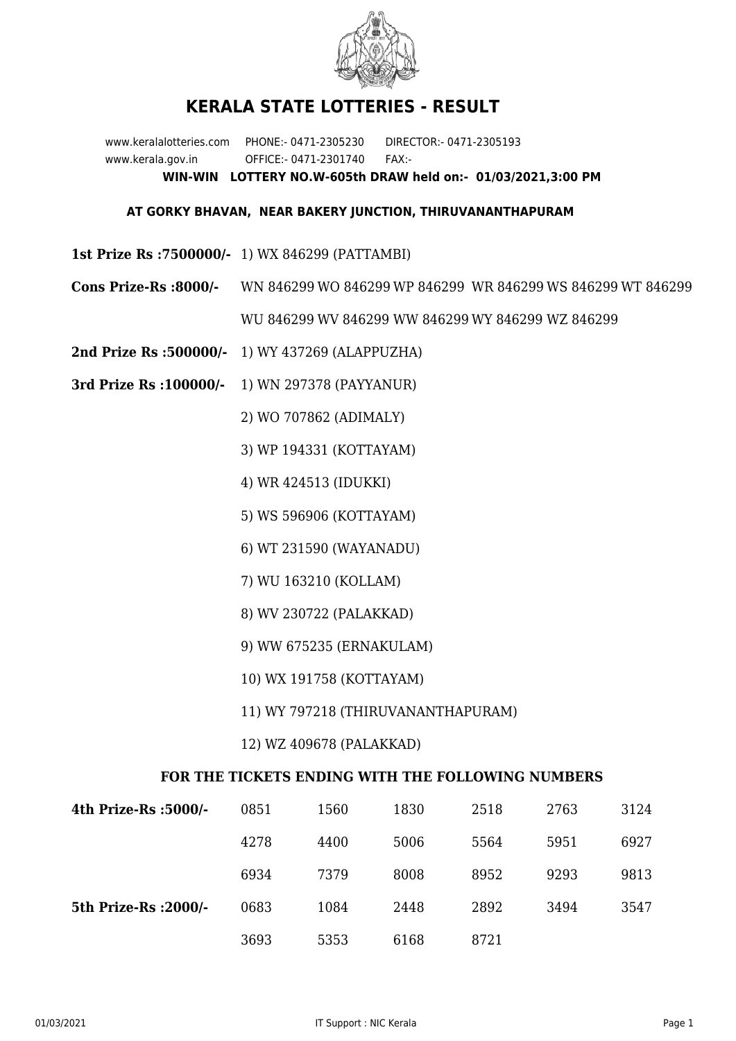# KERALA STATE LOTTERIES - RESULT

www.keralalotteries.com PHONE:- 0471-2305230 DIRECTOR:- 0471-2305193
www.kerala.gov.in OFFICE:- 0471-2301740 FAX:-

**WIN-WIN LOTTERY NO.W-605th DRAW held on:- 01/03/2021,3:00 PM**

**AT GORKY BHAVAN, NEAR BAKERY JUNCTION, THIRUVANANTHAPURAM**

**1st Prize Rs :7500000/-** 1) WX 846299 (PATTAMBI)

**Cons Prize-Rs :8000/-** WN 846299 WO 846299 WP 846299 WR 846299 WS 846299 WT 846299 WU 846299 WV 846299 WW 846299 WY 846299 WZ 846299

**2nd Prize Rs :500000/-** 1) WY 437269 (ALAPPUZHA)

**3rd Prize Rs :100000/-**
1) WN 297378 (PAYYANUR)
2) WO 707862 (ADIMALY)
3) WP 194331 (KOTTAYAM)
4) WR 424513 (IDUKKI)
5) WS 596906 (KOTTAYAM)
6) WT 231590 (WAYANADU)
7) WU 163210 (KOLLAM)
8) WV 230722 (PALAKKAD)
9) WW 675235 (ERNAKULAM)
10) WX 191758 (KOTTAYAM)
11) WY 797218 (THIRUVANANTHAPURAM)
12) WZ 409678 (PALAKKAD)

**FOR THE TICKETS ENDING WITH THE FOLLOWING NUMBERS**

| | | | | | | |
|---|---|---|---|---|---|---|
| **4th Prize-Rs :5000/-** | 0851 | 1560 | 1830 | 2518 | 2763 | 3124 |
| | 4278 | 4400 | 5006 | 5564 | 5951 | 6927 |
| | 6934 | 7379 | 8008 | 8952 | 9293 | 9813 |
| **5th Prize-Rs :2000/-** | 0683 | 1084 | 2448 | 2892 | 3494 | 3547 |
| | 3693 | 5353 | 6168 | 8721 | | |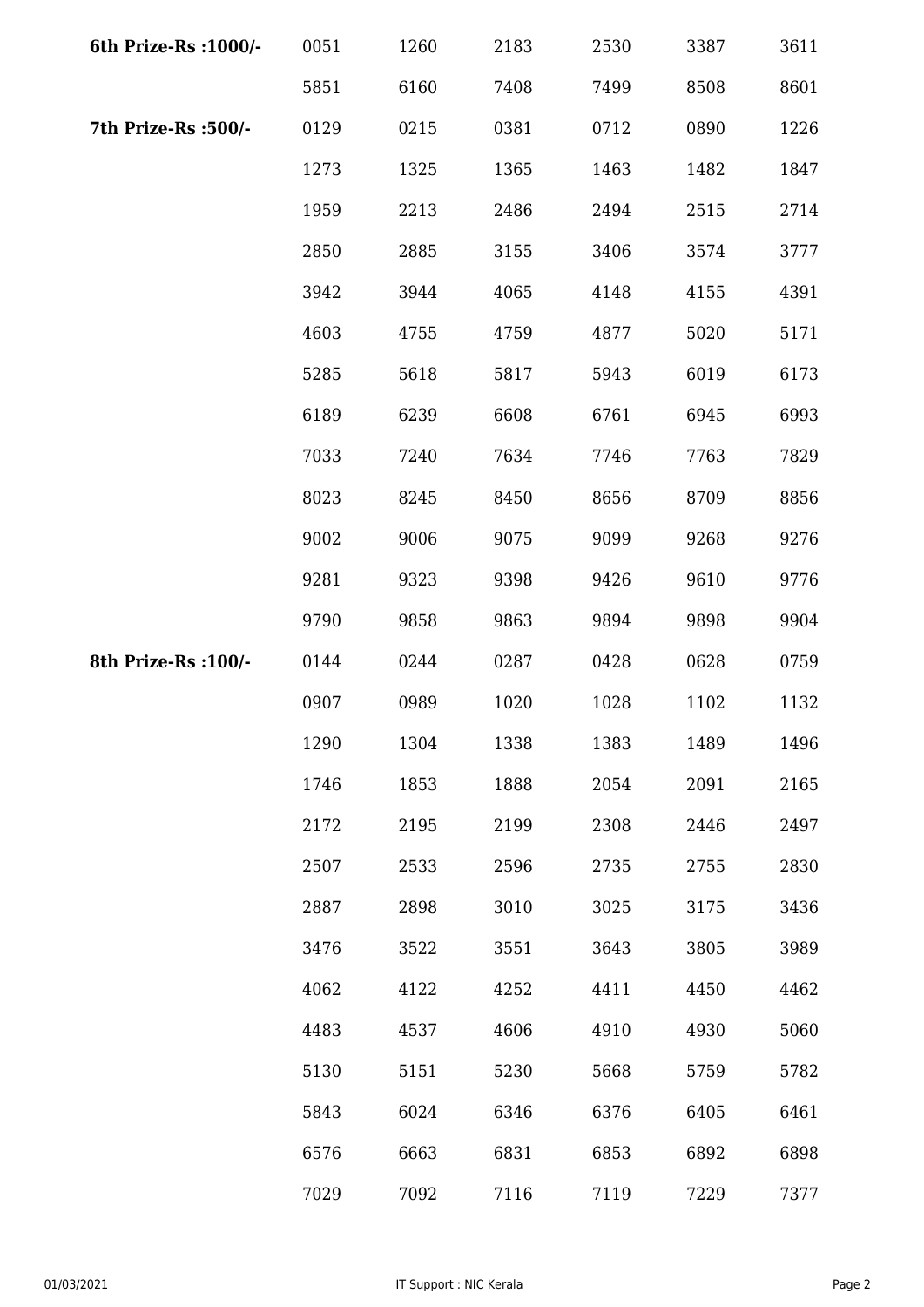| | | | | | | |
|---|---|---|---|---|---|---|
| **6th Prize-Rs :1000/-** | 0051 | 1260 | 2183 | 2530 | 3387 | 3611 |
| | 5851 | 6160 | 7408 | 7499 | 8508 | 8601 |
| **7th Prize-Rs :500/-** | 0129 | 0215 | 0381 | 0712 | 0890 | 1226 |
| | 1273 | 1325 | 1365 | 1463 | 1482 | 1847 |
| | 1959 | 2213 | 2486 | 2494 | 2515 | 2714 |
| | 2850 | 2885 | 3155 | 3406 | 3574 | 3777 |
| | 3942 | 3944 | 4065 | 4148 | 4155 | 4391 |
| | 4603 | 4755 | 4759 | 4877 | 5020 | 5171 |
| | 5285 | 5618 | 5817 | 5943 | 6019 | 6173 |
| | 6189 | 6239 | 6608 | 6761 | 6945 | 6993 |
| | 7033 | 7240 | 7634 | 7746 | 7763 | 7829 |
| | 8023 | 8245 | 8450 | 8656 | 8709 | 8856 |
| | 9002 | 9006 | 9075 | 9099 | 9268 | 9276 |
| | 9281 | 9323 | 9398 | 9426 | 9610 | 9776 |
| | 9790 | 9858 | 9863 | 9894 | 9898 | 9904 |
| **8th Prize-Rs :100/-** | 0144 | 0244 | 0287 | 0428 | 0628 | 0759 |
| | 0907 | 0989 | 1020 | 1028 | 1102 | 1132 |
| | 1290 | 1304 | 1338 | 1383 | 1489 | 1496 |
| | 1746 | 1853 | 1888 | 2054 | 2091 | 2165 |
| | 2172 | 2195 | 2199 | 2308 | 2446 | 2497 |
| | 2507 | 2533 | 2596 | 2735 | 2755 | 2830 |
| | 2887 | 2898 | 3010 | 3025 | 3175 | 3436 |
| | 3476 | 3522 | 3551 | 3643 | 3805 | 3989 |
| | 4062 | 4122 | 4252 | 4411 | 4450 | 4462 |
| | 4483 | 4537 | 4606 | 4910 | 4930 | 5060 |
| | 5130 | 5151 | 5230 | 5668 | 5759 | 5782 |
| | 5843 | 6024 | 6346 | 6376 | 6405 | 6461 |
| | 6576 | 6663 | 6831 | 6853 | 6892 | 6898 |
| | 7029 | 7092 | 7116 | 7119 | 7229 | 7377 |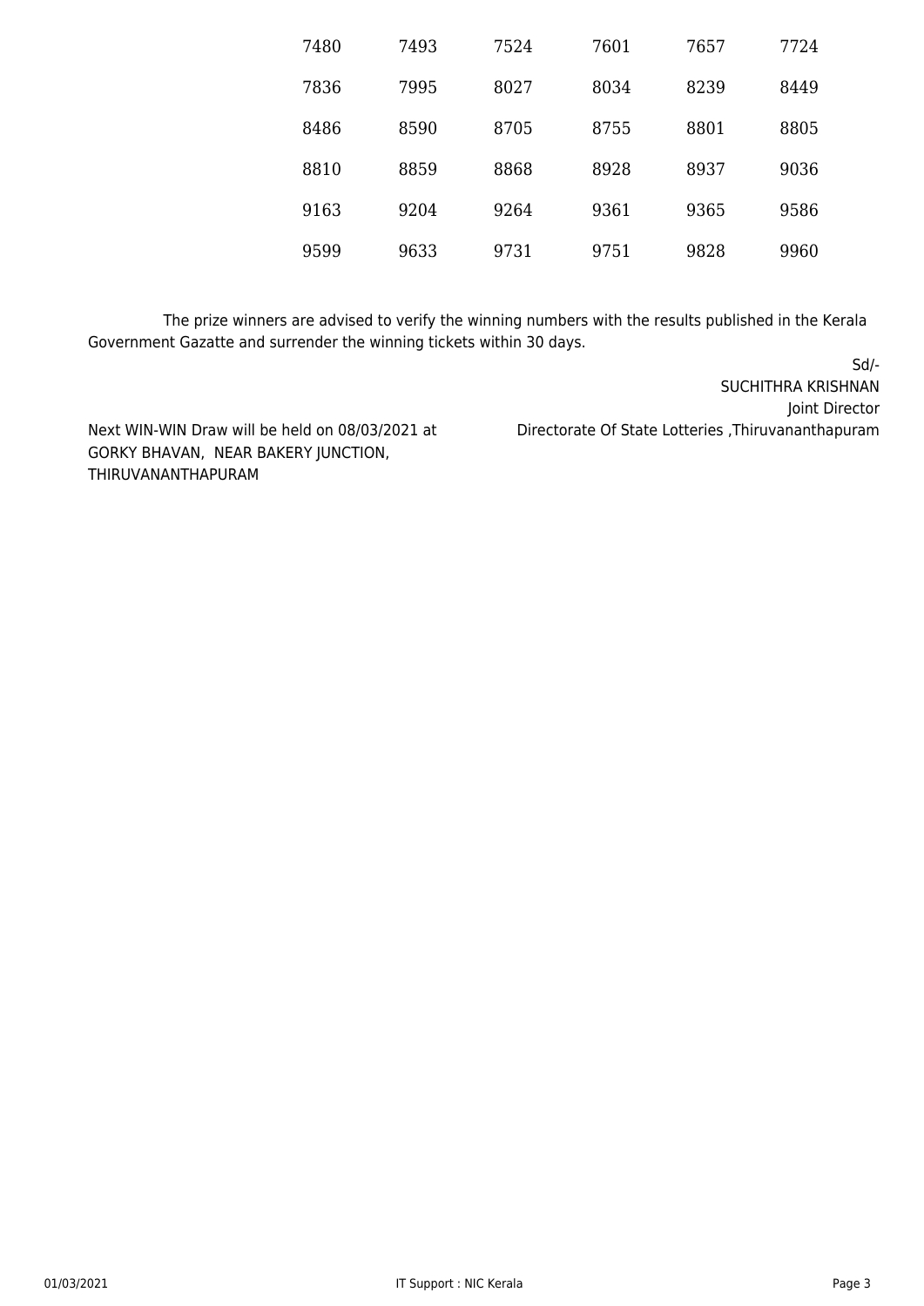| | | | | | |
|---|---|---|---|---|---|
| 7480 | 7493 | 7524 | 7601 | 7657 | 7724 |
| 7836 | 7995 | 8027 | 8034 | 8239 | 8449 |
| 8486 | 8590 | 8705 | 8755 | 8801 | 8805 |
| 8810 | 8859 | 8868 | 8928 | 8937 | 9036 |
| 9163 | 9204 | 9264 | 9361 | 9365 | 9586 |
| 9599 | 9633 | 9731 | 9751 | 9828 | 9960 |

The prize winners are advised to verify the winning numbers with the results published in the Kerala Government Gazatte and surrender the winning tickets within 30 days.

Sd/-
SUCHITHRA KRISHNAN
Joint Director
Directorate Of State Lotteries ,Thiruvananthapuram

Next WIN-WIN Draw will be held on 08/03/2021 at GORKY BHAVAN, NEAR BAKERY JUNCTION, THIRUVANANTHAPURAM

01/03/2021

IT Support : NIC Kerala